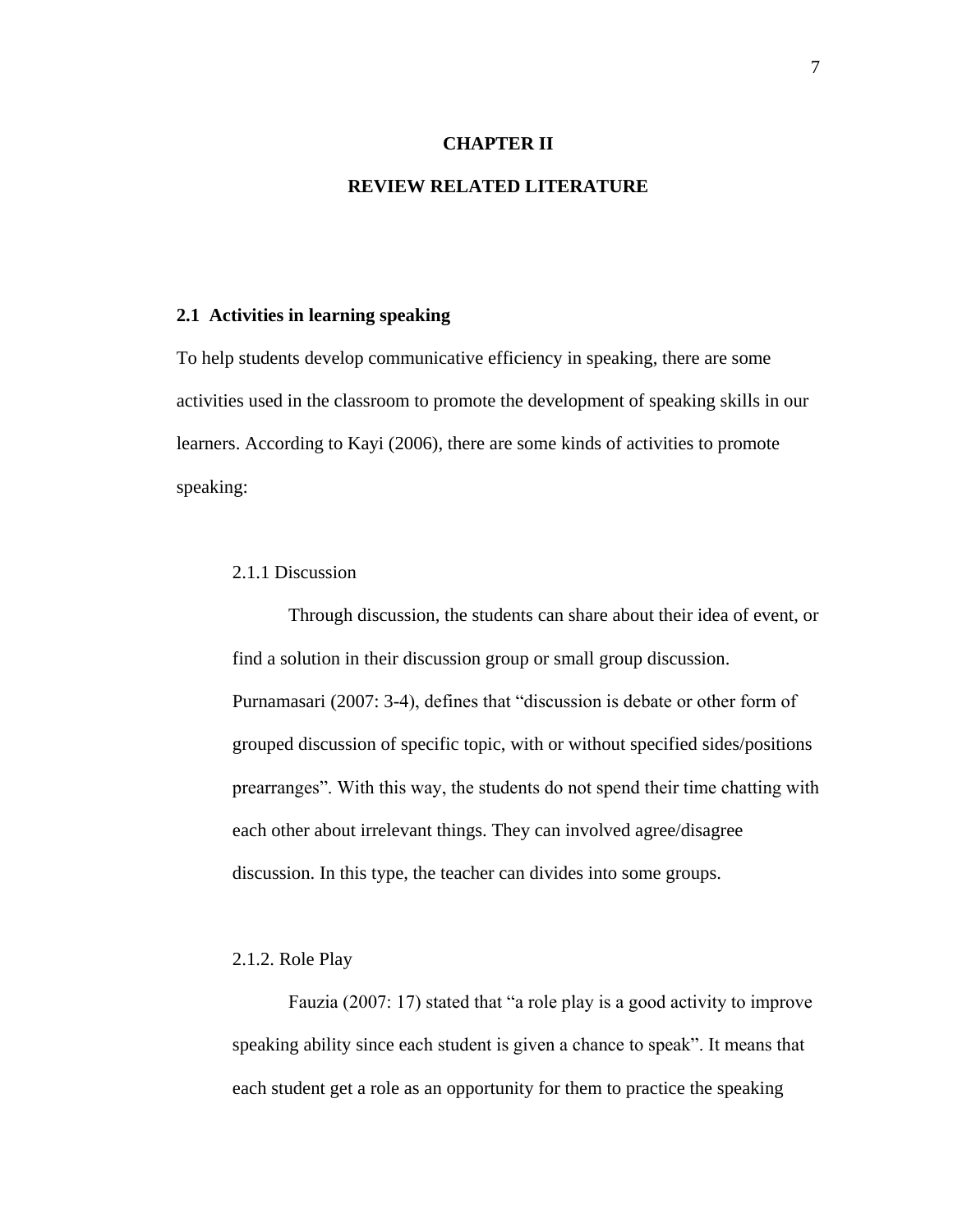# CHAPTER II

# REVIEW RELATED LITERATURE

## 2.1 Activities in learning speaking

To help students develop communicative efficiency in speaking, there are some activities used in the classroom to promote the development of speaking skills in our learners. According to Kayi (2006), there are some kinds of activities to promote speaking:

### 2.1.1 Discussion

Through discussion, the students can share about their idea of event, or find a solution in their discussion group or small group discussion. Purnamasari (2007: 3-4), defines that "discussion is debate or other form of grouped discussion of specific topic, with or without specified sides/positions prearranges". With this way, the students do not spend their time chatting with each other about irrelevant things. They can involved agree/disagree discussion. In this type, the teacher can divides into some groups.

### 2.1.2. Role Play

Fauzia (2007: 17) stated that "a role play is a good activity to improve speaking ability since each student is given a chance to speak". It means that each student get a role as an opportunity for them to practice the speaking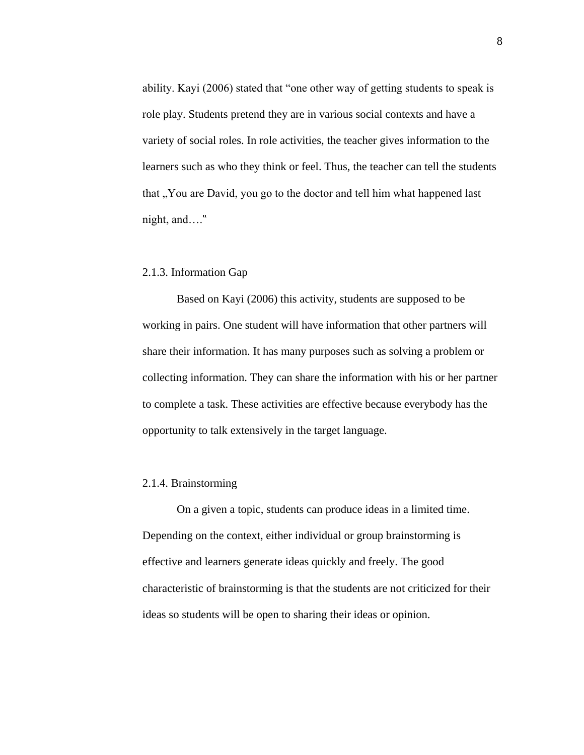ability. Kayi (2006) stated that "one other way of getting students to speak is role play. Students pretend they are in various social contexts and have a variety of social roles. In role activities, the teacher gives information to the learners such as who they think or feel. Thus, the teacher can tell the students that „You are David, you go to the doctor and tell him what happened last night, and…."

### 2.1.3. Information Gap

Based on Kayi (2006) this activity, students are supposed to be working in pairs. One student will have information that other partners will share their information. It has many purposes such as solving a problem or collecting information. They can share the information with his or her partner to complete a task. These activities are effective because everybody has the opportunity to talk extensively in the target language.

### 2.1.4. Brainstorming

On a given a topic, students can produce ideas in a limited time. Depending on the context, either individual or group brainstorming is effective and learners generate ideas quickly and freely. The good characteristic of brainstorming is that the students are not criticized for their ideas so students will be open to sharing their ideas or opinion.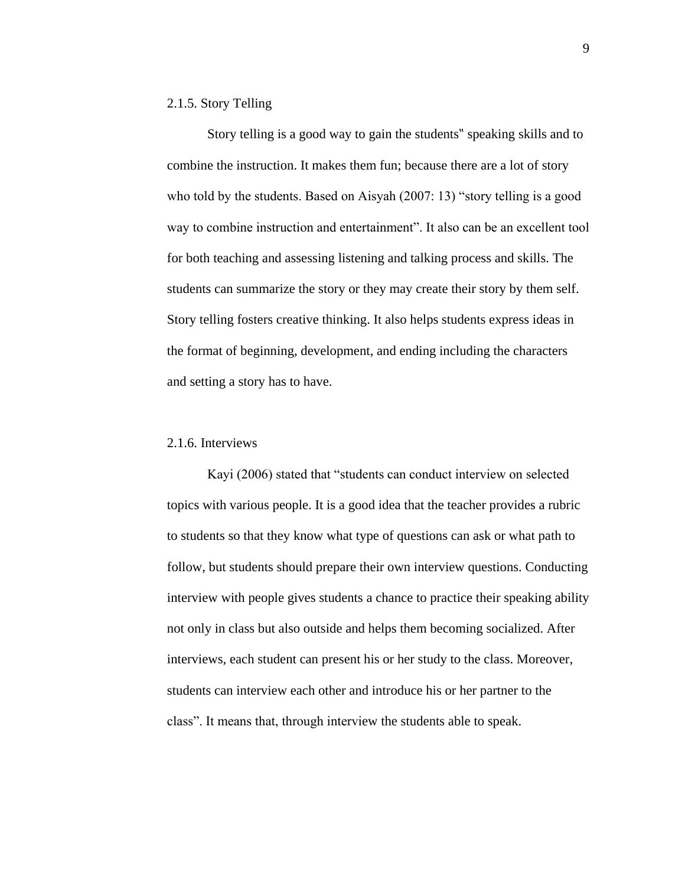### 2.1.5. Story Telling

Story telling is a good way to gain the students‟ speaking skills and to combine the instruction. It makes them fun; because there are a lot of story who told by the students. Based on Aisyah (2007: 13) "story telling is a good way to combine instruction and entertainment". It also can be an excellent tool for both teaching and assessing listening and talking process and skills. The students can summarize the story or they may create their story by them self. Story telling fosters creative thinking. It also helps students express ideas in the format of beginning, development, and ending including the characters and setting a story has to have.

### 2.1.6. Interviews

Kayi (2006) stated that "students can conduct interview on selected topics with various people. It is a good idea that the teacher provides a rubric to students so that they know what type of questions can ask or what path to follow, but students should prepare their own interview questions. Conducting interview with people gives students a chance to practice their speaking ability not only in class but also outside and helps them becoming socialized. After interviews, each student can present his or her study to the class. Moreover, students can interview each other and introduce his or her partner to the class". It means that, through interview the students able to speak.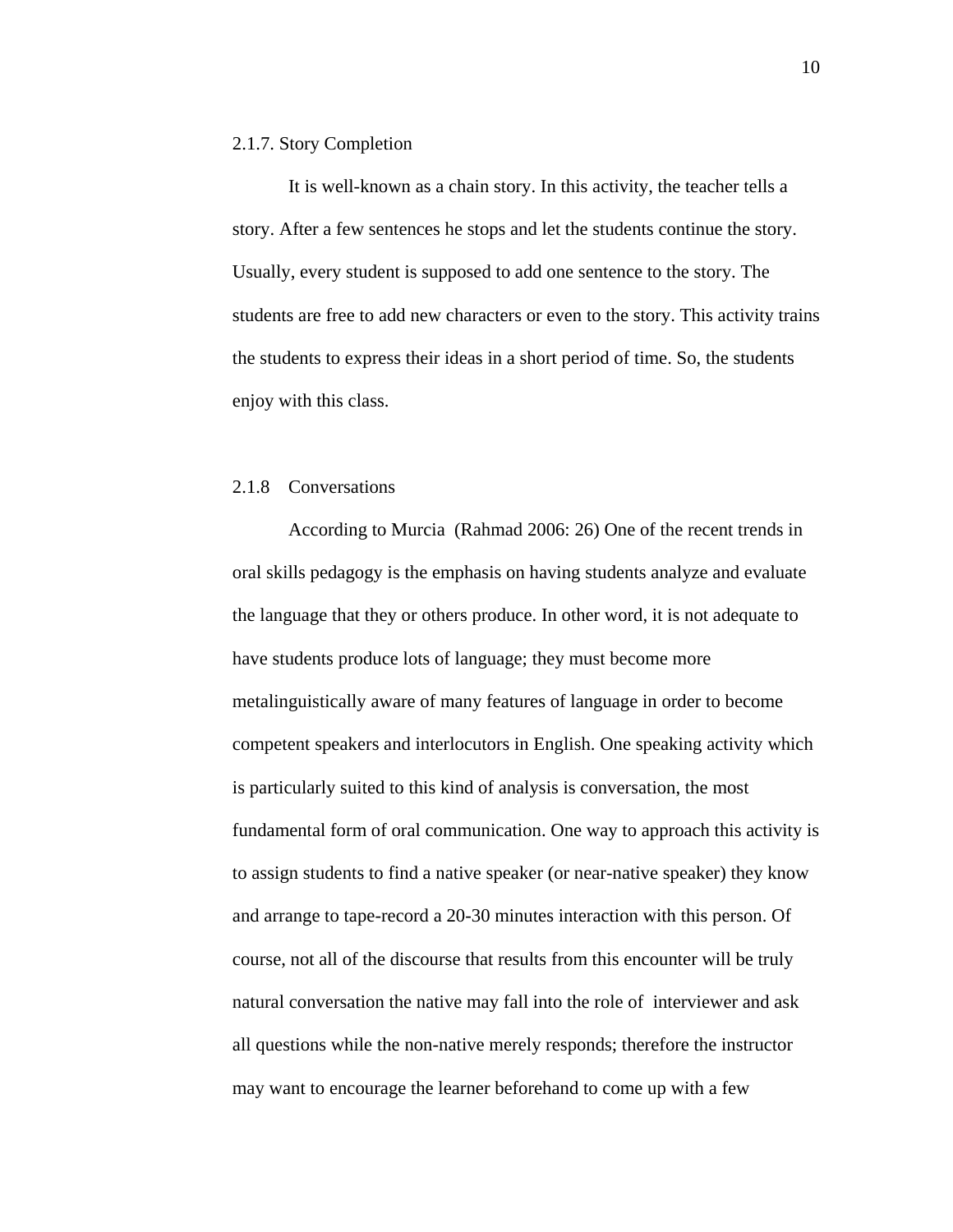### 2.1.7. Story Completion

It is well-known as a chain story. In this activity, the teacher tells a story. After a few sentences he stops and let the students continue the story. Usually, every student is supposed to add one sentence to the story. The students are free to add new characters or even to the story. This activity trains the students to express their ideas in a short period of time. So, the students enjoy with this class.

### 2.1.8 Conversations

According to Murcia (Rahmad 2006: 26) One of the recent trends in oral skills pedagogy is the emphasis on having students analyze and evaluate the language that they or others produce. In other word, it is not adequate to have students produce lots of language; they must become more metalinguistically aware of many features of language in order to become competent speakers and interlocutors in English. One speaking activity which is particularly suited to this kind of analysis is conversation, the most fundamental form of oral communication. One way to approach this activity is to assign students to find a native speaker (or near-native speaker) they know and arrange to tape-record a 20-30 minutes interaction with this person. Of course, not all of the discourse that results from this encounter will be truly natural conversation the native may fall into the role of interviewer and ask all questions while the non-native merely responds; therefore the instructor may want to encourage the learner beforehand to come up with a few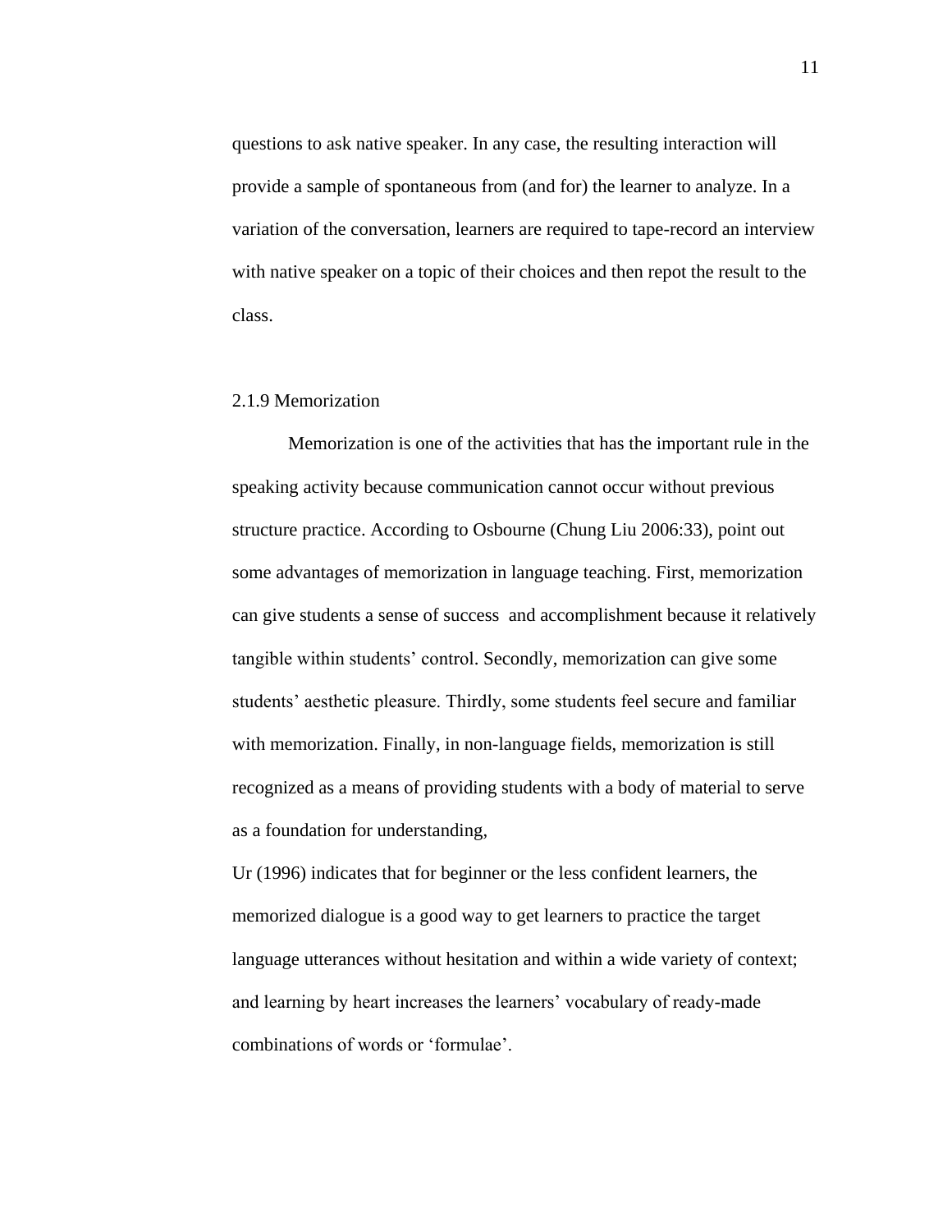questions to ask native speaker. In any case, the resulting interaction will provide a sample of spontaneous from (and for) the learner to analyze. In a variation of the conversation, learners are required to tape-record an interview with native speaker on a topic of their choices and then repot the result to the class.

### 2.1.9 Memorization

Memorization is one of the activities that has the important rule in the speaking activity because communication cannot occur without previous structure practice. According to Osbourne (Chung Liu 2006:33), point out some advantages of memorization in language teaching. First, memorization can give students a sense of success and accomplishment because it relatively tangible within students' control. Secondly, memorization can give some students' aesthetic pleasure. Thirdly, some students feel secure and familiar with memorization. Finally, in non-language fields, memorization is still recognized as a means of providing students with a body of material to serve as a foundation for understanding,

Ur (1996) indicates that for beginner or the less confident learners, the memorized dialogue is a good way to get learners to practice the target language utterances without hesitation and within a wide variety of context; and learning by heart increases the learners' vocabulary of ready-made combinations of words or 'formulae'.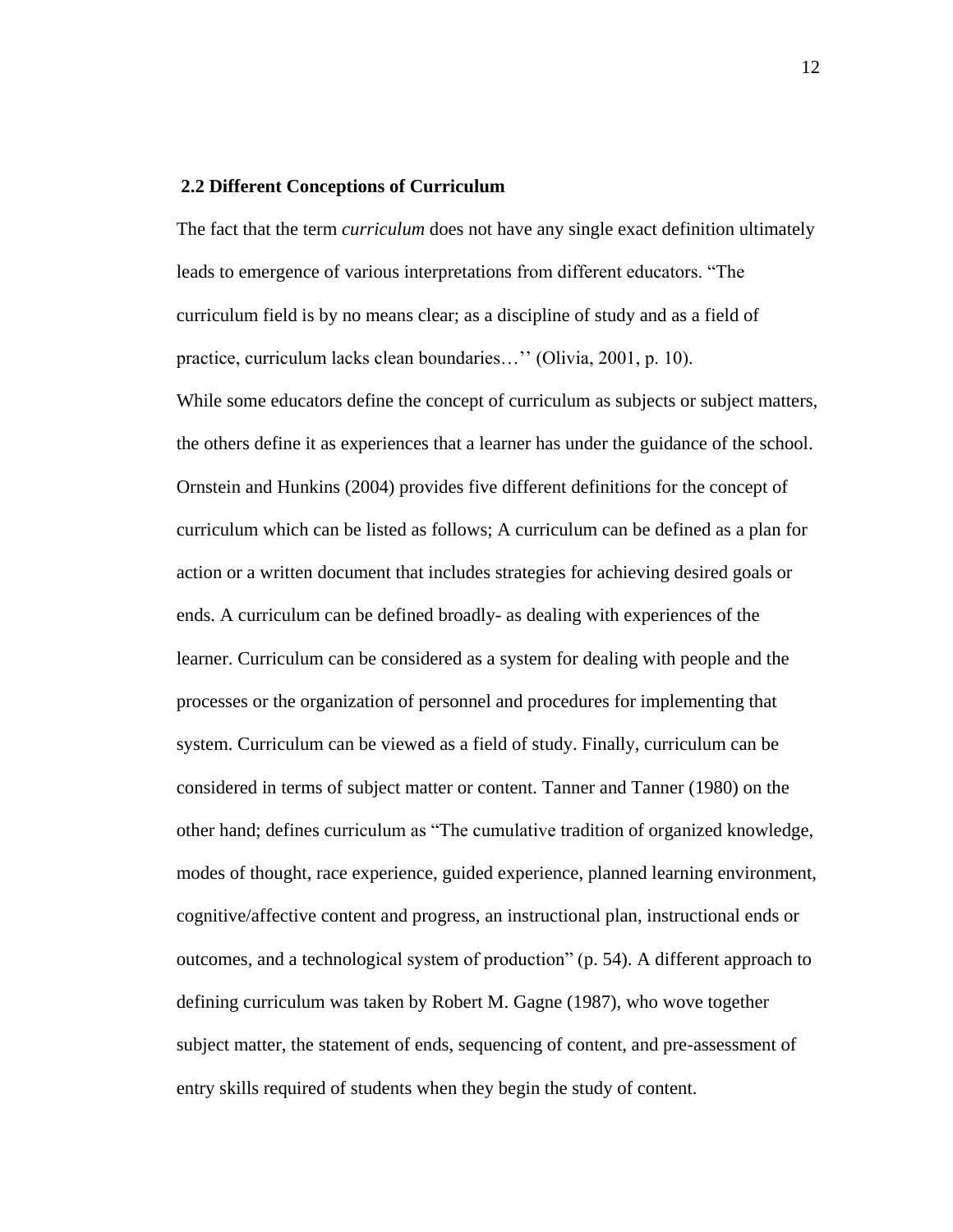## 2.2 Different Conceptions of Curriculum

The fact that the term *curriculum* does not have any single exact definition ultimately leads to emergence of various interpretations from different educators. "The curriculum field is by no means clear; as a discipline of study and as a field of practice, curriculum lacks clean boundaries…'' (Olivia, 2001, p. 10).

While some educators define the concept of curriculum as subjects or subject matters, the others define it as experiences that a learner has under the guidance of the school. Ornstein and Hunkins (2004) provides five different definitions for the concept of curriculum which can be listed as follows; A curriculum can be defined as a plan for action or a written document that includes strategies for achieving desired goals or ends. A curriculum can be defined broadly- as dealing with experiences of the learner. Curriculum can be considered as a system for dealing with people and the processes or the organization of personnel and procedures for implementing that system. Curriculum can be viewed as a field of study. Finally, curriculum can be considered in terms of subject matter or content. Tanner and Tanner (1980) on the other hand; defines curriculum as "The cumulative tradition of organized knowledge, modes of thought, race experience, guided experience, planned learning environment, cognitive/affective content and progress, an instructional plan, instructional ends or outcomes, and a technological system of production" (p. 54). A different approach to defining curriculum was taken by Robert M. Gagne (1987), who wove together subject matter, the statement of ends, sequencing of content, and pre-assessment of entry skills required of students when they begin the study of content.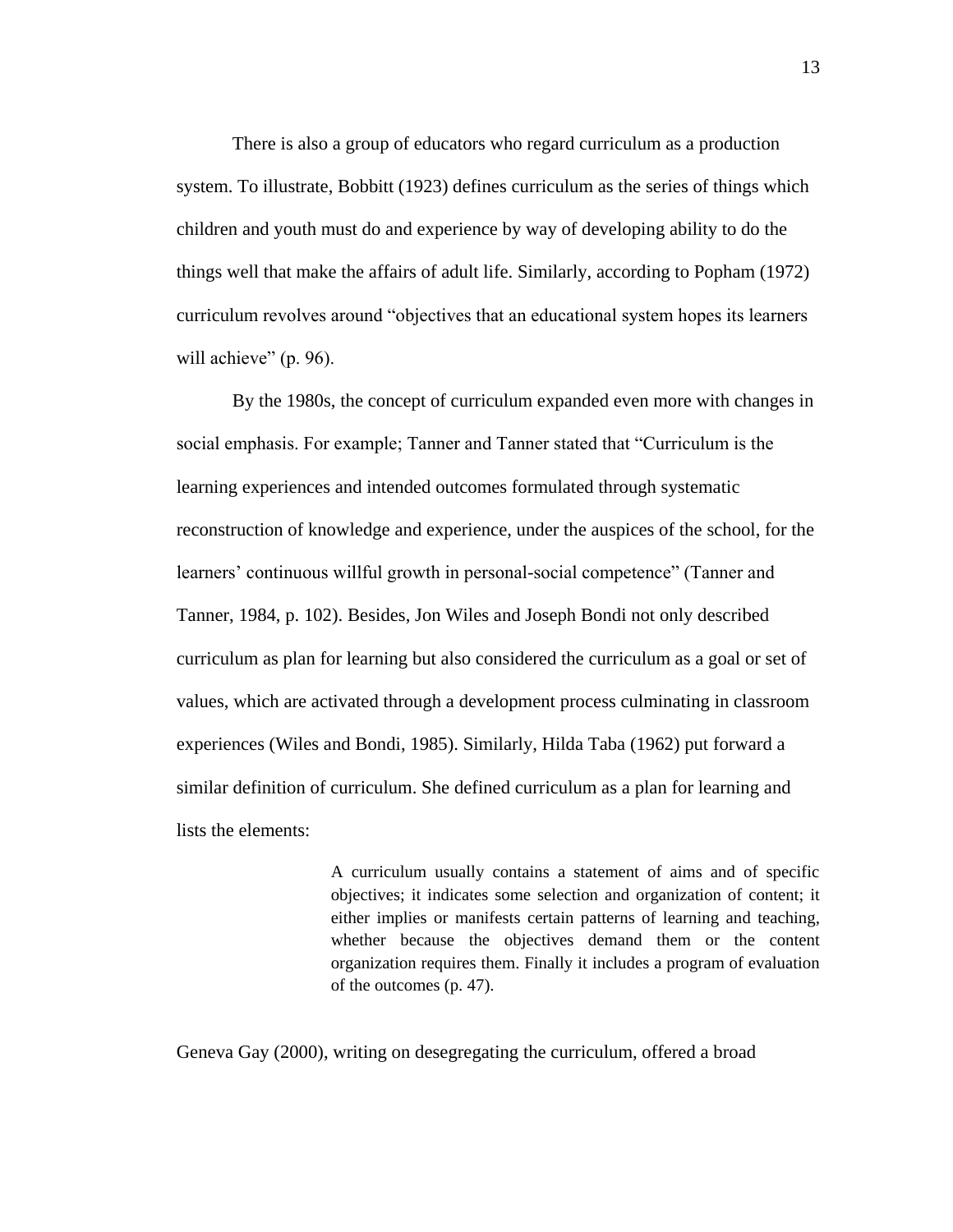There is also a group of educators who regard curriculum as a production system. To illustrate, Bobbitt (1923) defines curriculum as the series of things which children and youth must do and experience by way of developing ability to do the things well that make the affairs of adult life. Similarly, according to Popham (1972) curriculum revolves around "objectives that an educational system hopes its learners will achieve" (p. 96).

By the 1980s, the concept of curriculum expanded even more with changes in social emphasis. For example; Tanner and Tanner stated that "Curriculum is the learning experiences and intended outcomes formulated through systematic reconstruction of knowledge and experience, under the auspices of the school, for the learners' continuous willful growth in personal-social competence" (Tanner and Tanner, 1984, p. 102). Besides, Jon Wiles and Joseph Bondi not only described curriculum as plan for learning but also considered the curriculum as a goal or set of values, which are activated through a development process culminating in classroom experiences (Wiles and Bondi, 1985). Similarly, Hilda Taba (1962) put forward a similar definition of curriculum. She defined curriculum as a plan for learning and lists the elements:

> A curriculum usually contains a statement of aims and of specific objectives; it indicates some selection and organization of content; it either implies or manifests certain patterns of learning and teaching, whether because the objectives demand them or the content organization requires them. Finally it includes a program of evaluation of the outcomes (p. 47).

Geneva Gay (2000), writing on desegregating the curriculum, offered a broad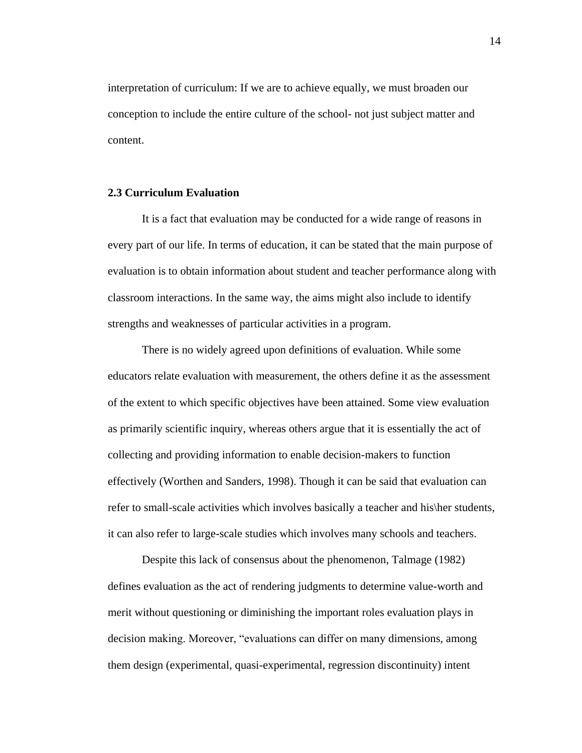interpretation of curriculum: If we are to achieve equally, we must broaden our conception to include the entire culture of the school- not just subject matter and content.

### 2.3 Curriculum Evaluation

It is a fact that evaluation may be conducted for a wide range of reasons in every part of our life. In terms of education, it can be stated that the main purpose of evaluation is to obtain information about student and teacher performance along with classroom interactions. In the same way, the aims might also include to identify strengths and weaknesses of particular activities in a program.

There is no widely agreed upon definitions of evaluation. While some educators relate evaluation with measurement, the others define it as the assessment of the extent to which specific objectives have been attained. Some view evaluation as primarily scientific inquiry, whereas others argue that it is essentially the act of collecting and providing information to enable decision-makers to function effectively (Worthen and Sanders, 1998). Though it can be said that evaluation can refer to small-scale activities which involves basically a teacher and his\her students, it can also refer to large-scale studies which involves many schools and teachers.

Despite this lack of consensus about the phenomenon, Talmage (1982) defines evaluation as the act of rendering judgments to determine value-worth and merit without questioning or diminishing the important roles evaluation plays in decision making. Moreover, "evaluations can differ on many dimensions, among them design (experimental, quasi-experimental, regression discontinuity) intent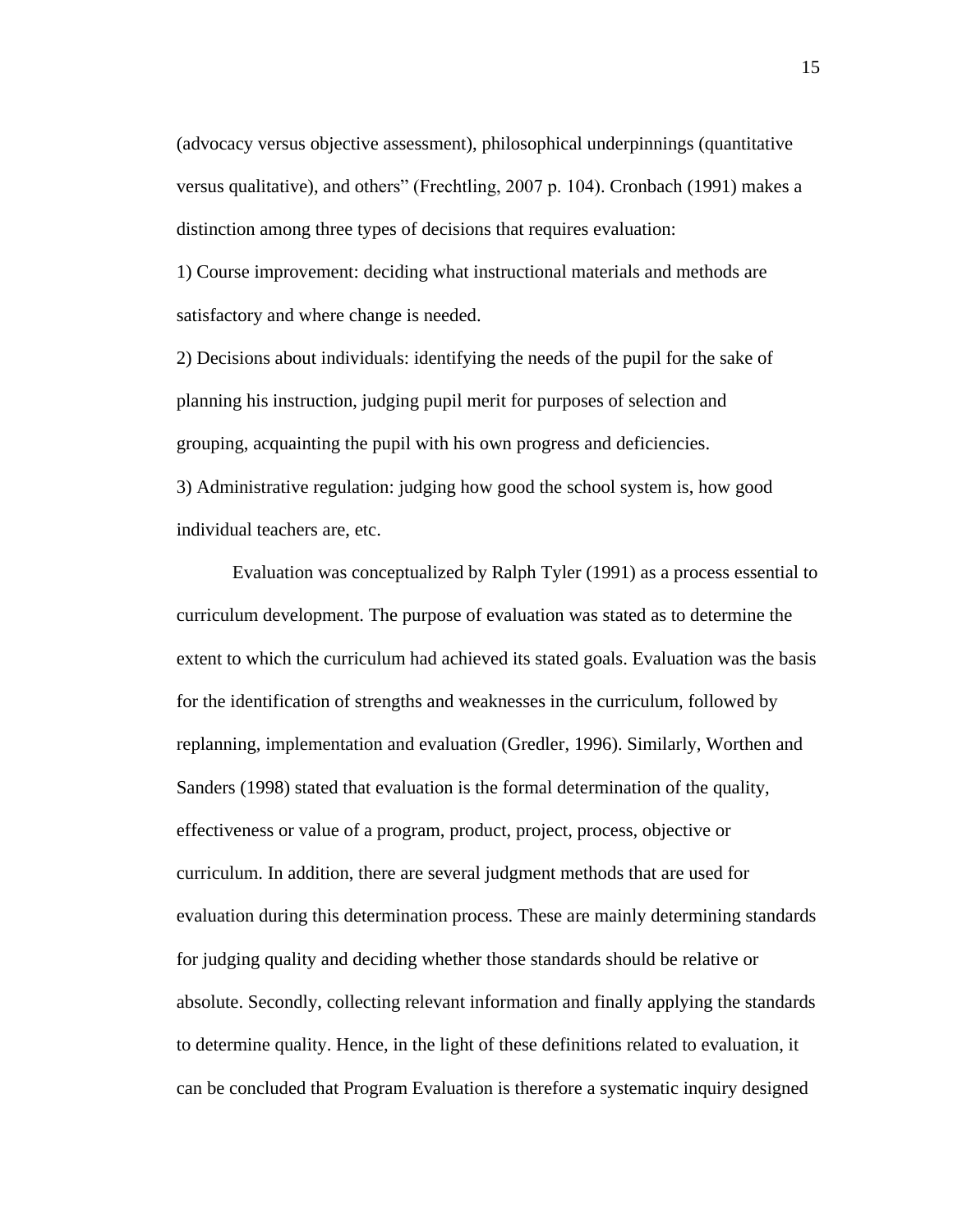(advocacy versus objective assessment), philosophical underpinnings (quantitative versus qualitative), and others" (Frechtling, 2007 p. 104). Cronbach (1991) makes a distinction among three types of decisions that requires evaluation:

1) Course improvement: deciding what instructional materials and methods are satisfactory and where change is needed.

2) Decisions about individuals: identifying the needs of the pupil for the sake of planning his instruction, judging pupil merit for purposes of selection and grouping, acquainting the pupil with his own progress and deficiencies.

3) Administrative regulation: judging how good the school system is, how good individual teachers are, etc.

Evaluation was conceptualized by Ralph Tyler (1991) as a process essential to curriculum development. The purpose of evaluation was stated as to determine the extent to which the curriculum had achieved its stated goals. Evaluation was the basis for the identification of strengths and weaknesses in the curriculum, followed by replanning, implementation and evaluation (Gredler, 1996). Similarly, Worthen and Sanders (1998) stated that evaluation is the formal determination of the quality, effectiveness or value of a program, product, project, process, objective or curriculum. In addition, there are several judgment methods that are used for evaluation during this determination process. These are mainly determining standards for judging quality and deciding whether those standards should be relative or absolute. Secondly, collecting relevant information and finally applying the standards to determine quality. Hence, in the light of these definitions related to evaluation, it can be concluded that Program Evaluation is therefore a systematic inquiry designed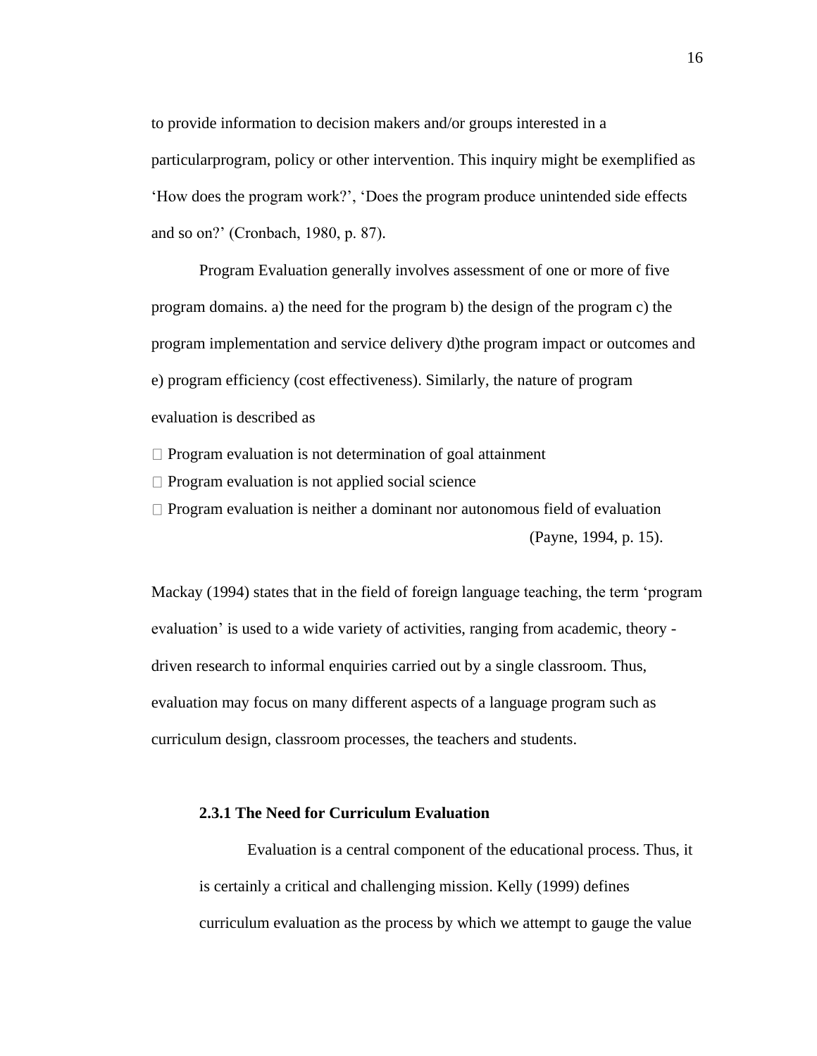to provide information to decision makers and/or groups interested in a particularprogram, policy or other intervention. This inquiry might be exemplified as 'How does the program work?', 'Does the program produce unintended side effects and so on?' (Cronbach, 1980, p. 87).

Program Evaluation generally involves assessment of one or more of five program domains. a) the need for the program b) the design of the program c) the program implementation and service delivery d)the program impact or outcomes and e) program efficiency (cost effectiveness). Similarly, the nature of program evaluation is described as

- Program evaluation is not determination of goal attainment
- Program evaluation is not applied social science
- Program evaluation is neither a dominant nor autonomous field of evaluation (Payne, 1994, p. 15).

Mackay (1994) states that in the field of foreign language teaching, the term 'program evaluation' is used to a wide variety of activities, ranging from academic, theory - driven research to informal enquiries carried out by a single classroom. Thus, evaluation may focus on many different aspects of a language program such as curriculum design, classroom processes, the teachers and students.

### 2.3.1 The Need for Curriculum Evaluation

Evaluation is a central component of the educational process. Thus, it is certainly a critical and challenging mission. Kelly (1999) defines curriculum evaluation as the process by which we attempt to gauge the value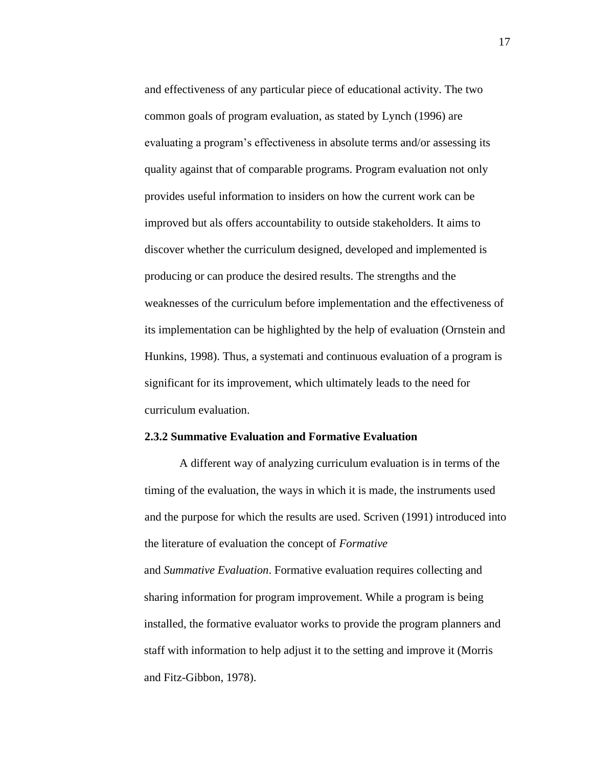and effectiveness of any particular piece of educational activity. The two common goals of program evaluation, as stated by Lynch (1996) are evaluating a program's effectiveness in absolute terms and/or assessing its quality against that of comparable programs. Program evaluation not only provides useful information to insiders on how the current work can be improved but als offers accountability to outside stakeholders. It aims to discover whether the curriculum designed, developed and implemented is producing or can produce the desired results. The strengths and the weaknesses of the curriculum before implementation and the effectiveness of its implementation can be highlighted by the help of evaluation (Ornstein and Hunkins, 1998). Thus, a systemati and continuous evaluation of a program is significant for its improvement, which ultimately leads to the need for curriculum evaluation.

### 2.3.2 Summative Evaluation and Formative Evaluation

A different way of analyzing curriculum evaluation is in terms of the timing of the evaluation, the ways in which it is made, the instruments used and the purpose for which the results are used. Scriven (1991) introduced into the literature of evaluation the concept of *Formative* and *Summative Evaluation*. Formative evaluation requires collecting and sharing information for program improvement. While a program is being installed, the formative evaluator works to provide the program planners and staff with information to help adjust it to the setting and improve it (Morris and Fitz-Gibbon, 1978).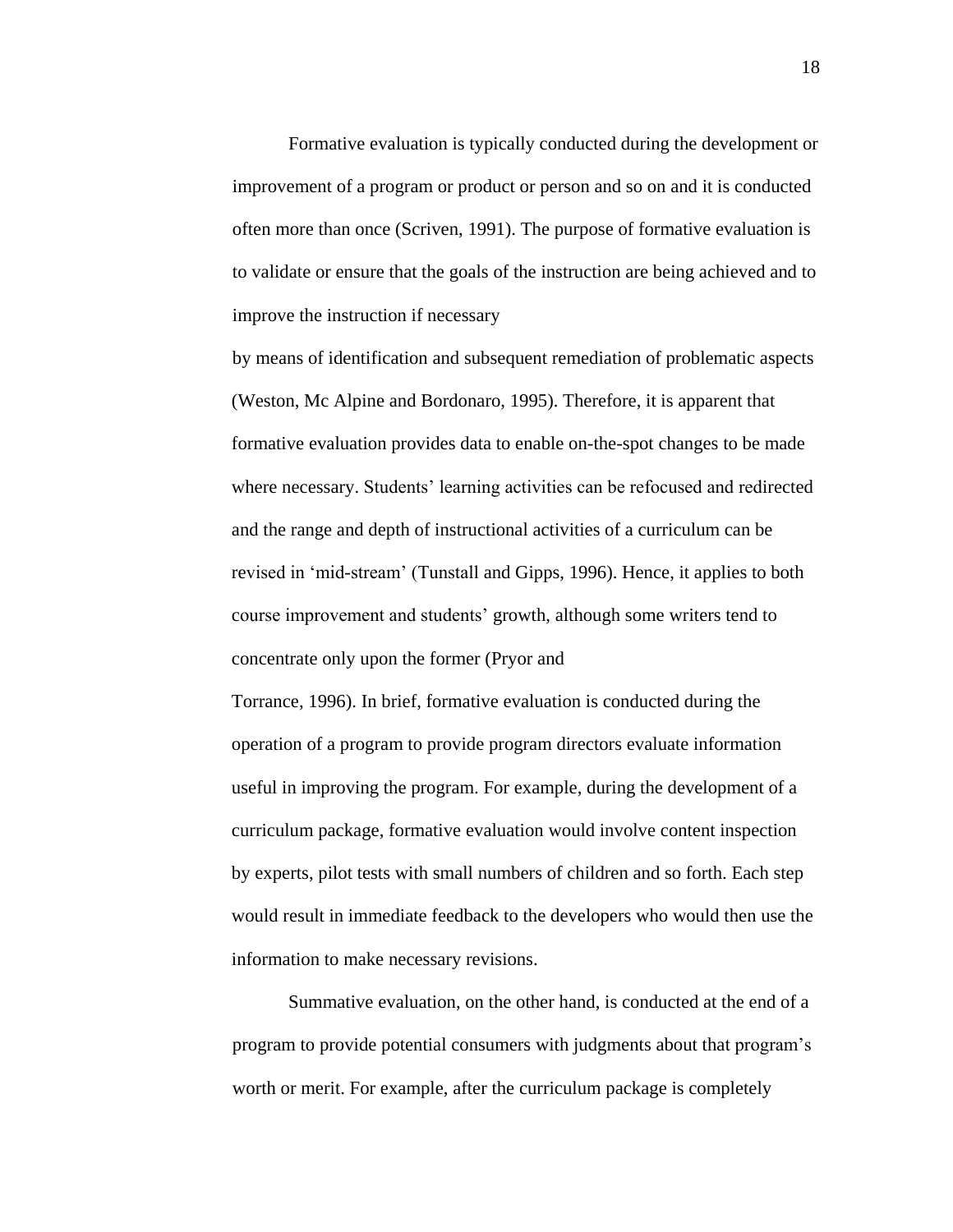Formative evaluation is typically conducted during the development or improvement of a program or product or person and so on and it is conducted often more than once (Scriven, 1991). The purpose of formative evaluation is to validate or ensure that the goals of the instruction are being achieved and to improve the instruction if necessary by means of identification and subsequent remediation of problematic aspects (Weston, Mc Alpine and Bordonaro, 1995). Therefore, it is apparent that formative evaluation provides data to enable on-the-spot changes to be made where necessary. Students' learning activities can be refocused and redirected and the range and depth of instructional activities of a curriculum can be revised in 'mid-stream' (Tunstall and Gipps, 1996). Hence, it applies to both course improvement and students' growth, although some writers tend to concentrate only upon the former (Pryor and Torrance, 1996). In brief, formative evaluation is conducted during the operation of a program to provide program directors evaluate information useful in improving the program. For example, during the development of a curriculum package, formative evaluation would involve content inspection by experts, pilot tests with small numbers of children and so forth. Each step would result in immediate feedback to the developers who would then use the information to make necessary revisions.

Summative evaluation, on the other hand, is conducted at the end of a program to provide potential consumers with judgments about that program's worth or merit. For example, after the curriculum package is completely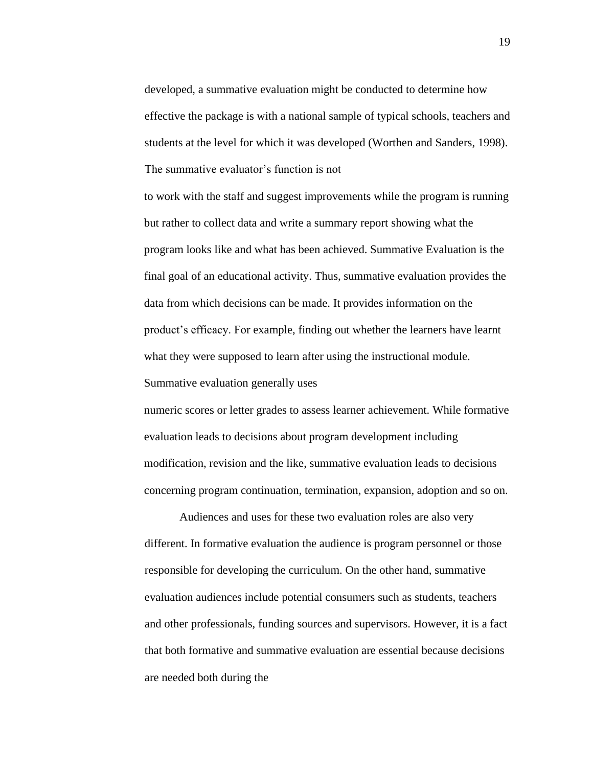developed, a summative evaluation might be conducted to determine how effective the package is with a national sample of typical schools, teachers and students at the level for which it was developed (Worthen and Sanders, 1998). The summative evaluator's function is not to work with the staff and suggest improvements while the program is running but rather to collect data and write a summary report showing what the program looks like and what has been achieved. Summative Evaluation is the final goal of an educational activity. Thus, summative evaluation provides the data from which decisions can be made. It provides information on the product's efficacy. For example, finding out whether the learners have learnt what they were supposed to learn after using the instructional module. Summative evaluation generally uses numeric scores or letter grades to assess learner achievement. While formative evaluation leads to decisions about program development including modification, revision and the like, summative evaluation leads to decisions concerning program continuation, termination, expansion, adoption and so on.

Audiences and uses for these two evaluation roles are also very different. In formative evaluation the audience is program personnel or those responsible for developing the curriculum. On the other hand, summative evaluation audiences include potential consumers such as students, teachers and other professionals, funding sources and supervisors. However, it is a fact that both formative and summative evaluation are essential because decisions are needed both during the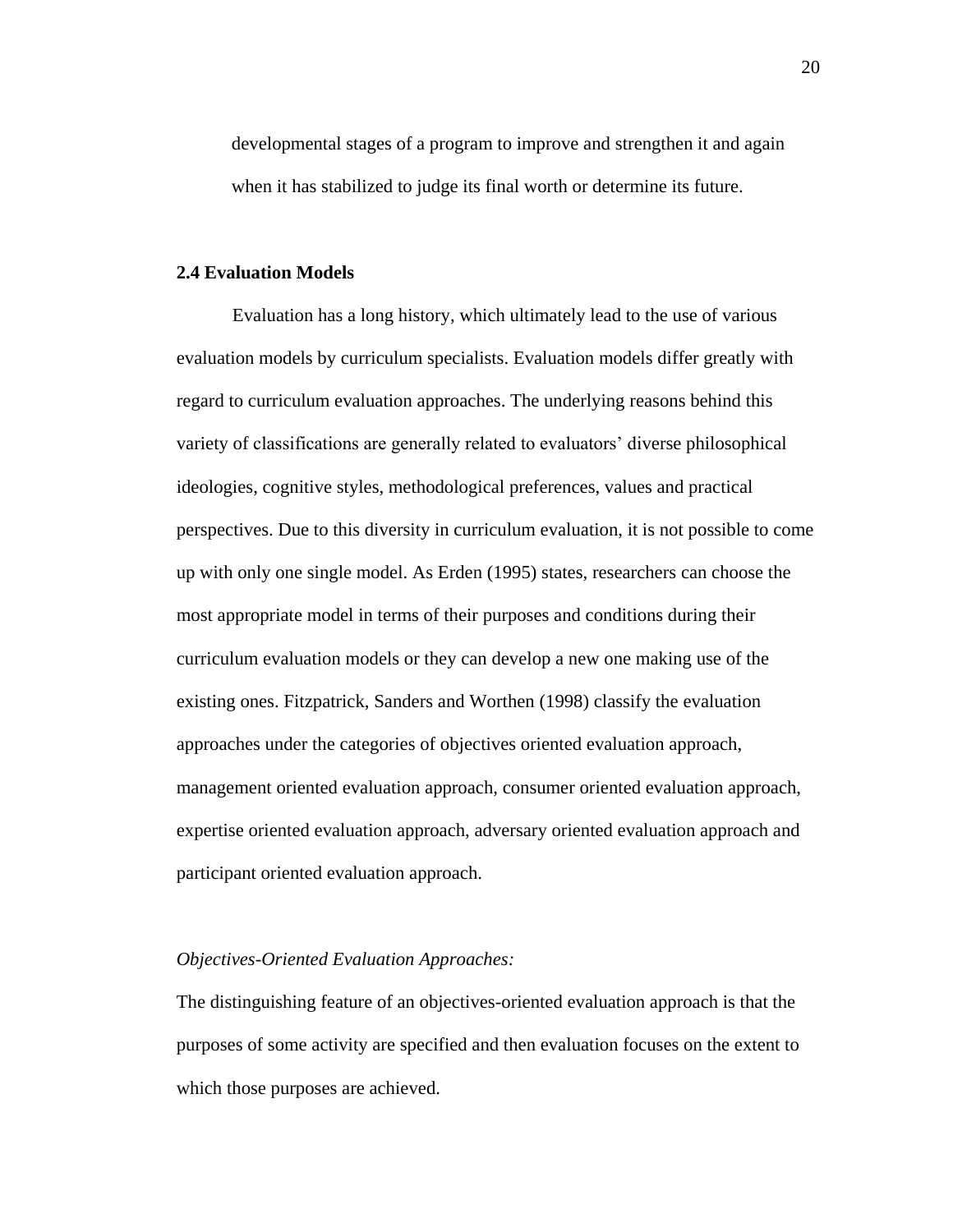developmental stages of a program to improve and strengthen it and again when it has stabilized to judge its final worth or determine its future.

### 2.4 Evaluation Models

Evaluation has a long history, which ultimately lead to the use of various evaluation models by curriculum specialists. Evaluation models differ greatly with regard to curriculum evaluation approaches. The underlying reasons behind this variety of classifications are generally related to evaluators' diverse philosophical ideologies, cognitive styles, methodological preferences, values and practical perspectives. Due to this diversity in curriculum evaluation, it is not possible to come up with only one single model. As Erden (1995) states, researchers can choose the most appropriate model in terms of their purposes and conditions during their curriculum evaluation models or they can develop a new one making use of the existing ones. Fitzpatrick, Sanders and Worthen (1998) classify the evaluation approaches under the categories of objectives oriented evaluation approach, management oriented evaluation approach, consumer oriented evaluation approach, expertise oriented evaluation approach, adversary oriented evaluation approach and participant oriented evaluation approach.

*Objectives-Oriented Evaluation Approaches:*

The distinguishing feature of an objectives-oriented evaluation approach is that the purposes of some activity are specified and then evaluation focuses on the extent to which those purposes are achieved.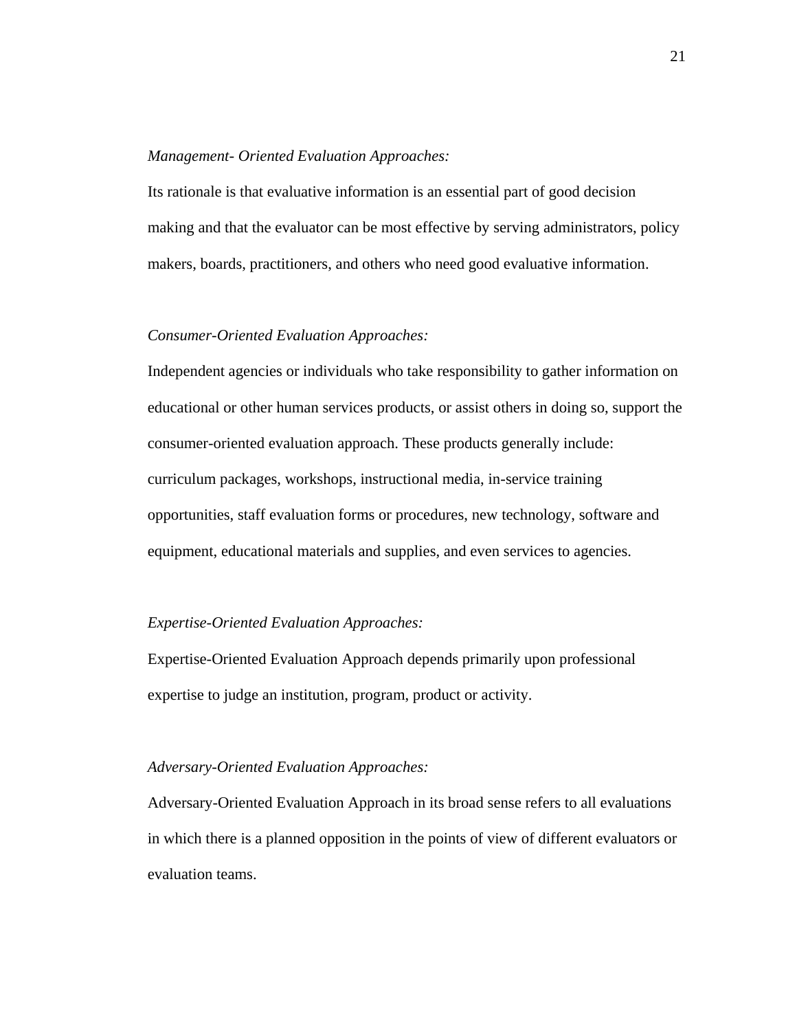*Management- Oriented Evaluation Approaches:*

Its rationale is that evaluative information is an essential part of good decision making and that the evaluator can be most effective by serving administrators, policy makers, boards, practitioners, and others who need good evaluative information.

*Consumer-Oriented Evaluation Approaches:*

Independent agencies or individuals who take responsibility to gather information on educational or other human services products, or assist others in doing so, support the consumer-oriented evaluation approach. These products generally include: curriculum packages, workshops, instructional media, in-service training opportunities, staff evaluation forms or procedures, new technology, software and equipment, educational materials and supplies, and even services to agencies.

*Expertise-Oriented Evaluation Approaches:*

Expertise-Oriented Evaluation Approach depends primarily upon professional expertise to judge an institution, program, product or activity.

*Adversary-Oriented Evaluation Approaches:*

Adversary-Oriented Evaluation Approach in its broad sense refers to all evaluations in which there is a planned opposition in the points of view of different evaluators or evaluation teams.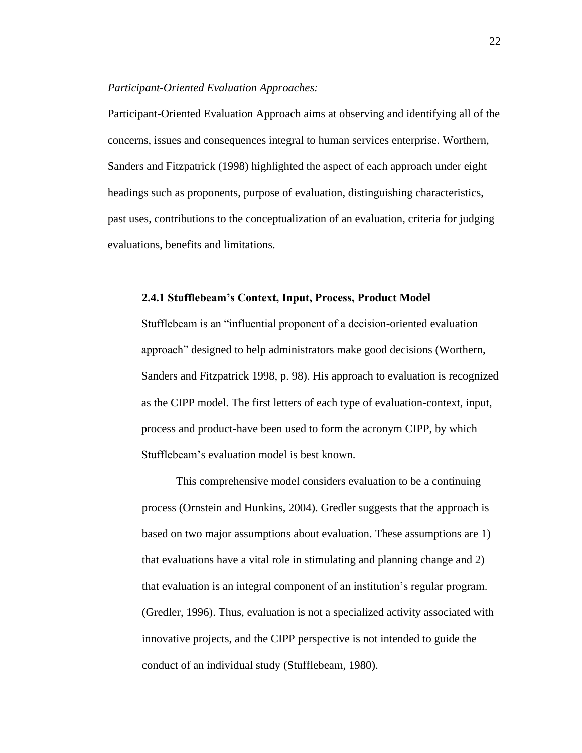*Participant-Oriented Evaluation Approaches:*

Participant-Oriented Evaluation Approach aims at observing and identifying all of the concerns, issues and consequences integral to human services enterprise. Worthern, Sanders and Fitzpatrick (1998) highlighted the aspect of each approach under eight headings such as proponents, purpose of evaluation, distinguishing characteristics, past uses, contributions to the conceptualization of an evaluation, criteria for judging evaluations, benefits and limitations.

### 2.4.1 Stufflebeam's Context, Input, Process, Product Model

Stufflebeam is an "influential proponent of a decision-oriented evaluation approach" designed to help administrators make good decisions (Worthern, Sanders and Fitzpatrick 1998, p. 98). His approach to evaluation is recognized as the CIPP model. The first letters of each type of evaluation-context, input, process and product-have been used to form the acronym CIPP, by which Stufflebeam's evaluation model is best known.

This comprehensive model considers evaluation to be a continuing process (Ornstein and Hunkins, 2004). Gredler suggests that the approach is based on two major assumptions about evaluation. These assumptions are 1) that evaluations have a vital role in stimulating and planning change and 2) that evaluation is an integral component of an institution's regular program. (Gredler, 1996). Thus, evaluation is not a specialized activity associated with innovative projects, and the CIPP perspective is not intended to guide the conduct of an individual study (Stufflebeam, 1980).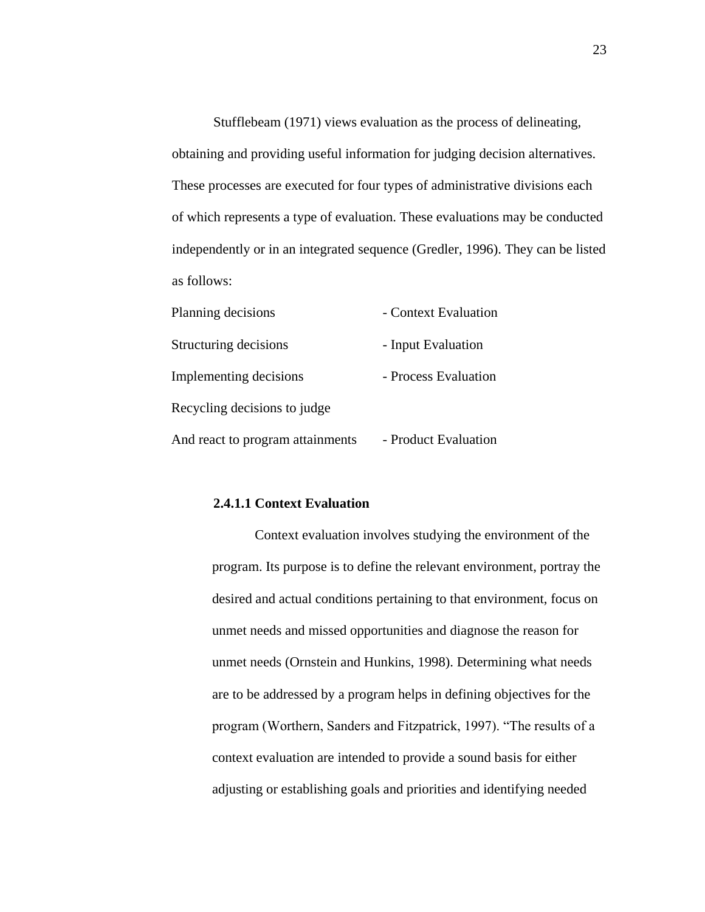Stufflebeam (1971) views evaluation as the process of delineating, obtaining and providing useful information for judging decision alternatives. These processes are executed for four types of administrative divisions each of which represents a type of evaluation. These evaluations may be conducted independently or in an integrated sequence (Gredler, 1996). They can be listed as follows:

| | |
|---|---|
| Planning decisions | - Context Evaluation |
| Structuring decisions | - Input Evaluation |
| Implementing decisions | - Process Evaluation |
| Recycling decisions to judge And react to program attainments | - Product Evaluation |

#### 2.4.1.1 Context Evaluation

Context evaluation involves studying the environment of the program. Its purpose is to define the relevant environment, portray the desired and actual conditions pertaining to that environment, focus on unmet needs and missed opportunities and diagnose the reason for unmet needs (Ornstein and Hunkins, 1998). Determining what needs are to be addressed by a program helps in defining objectives for the program (Worthern, Sanders and Fitzpatrick, 1997). "The results of a context evaluation are intended to provide a sound basis for either adjusting or establishing goals and priorities and identifying needed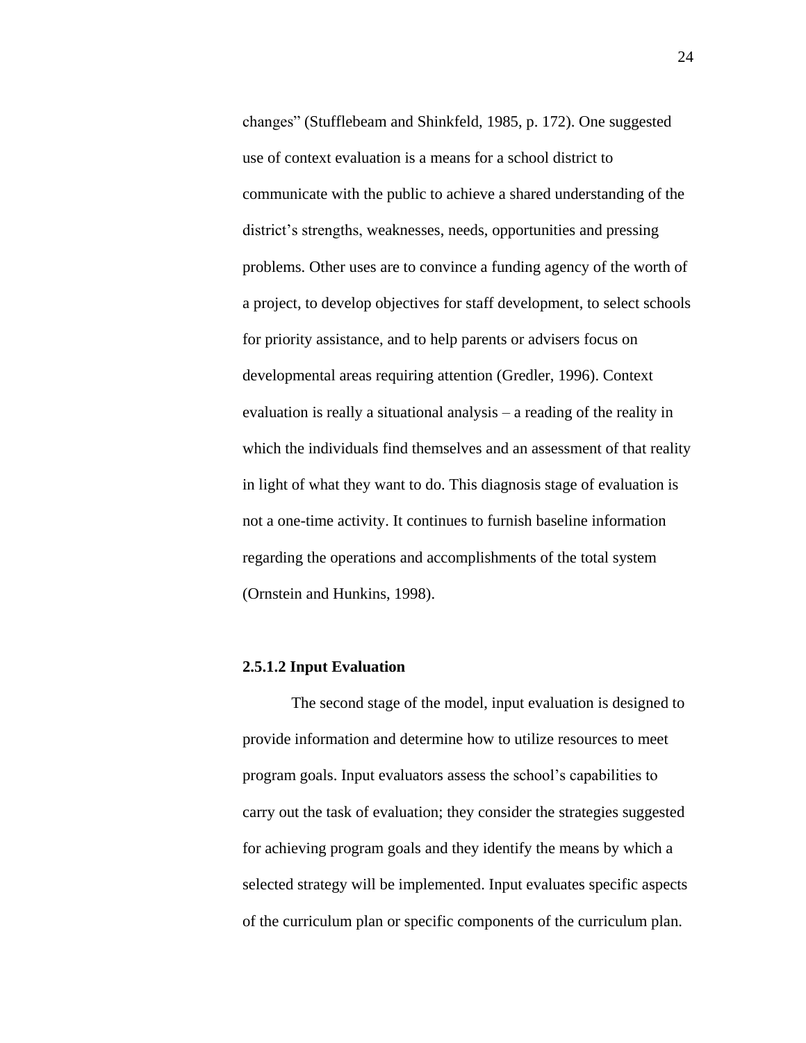changes" (Stufflebeam and Shinkfeld, 1985, p. 172). One suggested use of context evaluation is a means for a school district to communicate with the public to achieve a shared understanding of the district's strengths, weaknesses, needs, opportunities and pressing problems. Other uses are to convince a funding agency of the worth of a project, to develop objectives for staff development, to select schools for priority assistance, and to help parents or advisers focus on developmental areas requiring attention (Gredler, 1996). Context evaluation is really a situational analysis – a reading of the reality in which the individuals find themselves and an assessment of that reality in light of what they want to do. This diagnosis stage of evaluation is not a one-time activity. It continues to furnish baseline information regarding the operations and accomplishments of the total system (Ornstein and Hunkins, 1998).

#### 2.5.1.2 Input Evaluation

The second stage of the model, input evaluation is designed to provide information and determine how to utilize resources to meet program goals. Input evaluators assess the school's capabilities to carry out the task of evaluation; they consider the strategies suggested for achieving program goals and they identify the means by which a selected strategy will be implemented. Input evaluates specific aspects of the curriculum plan or specific components of the curriculum plan.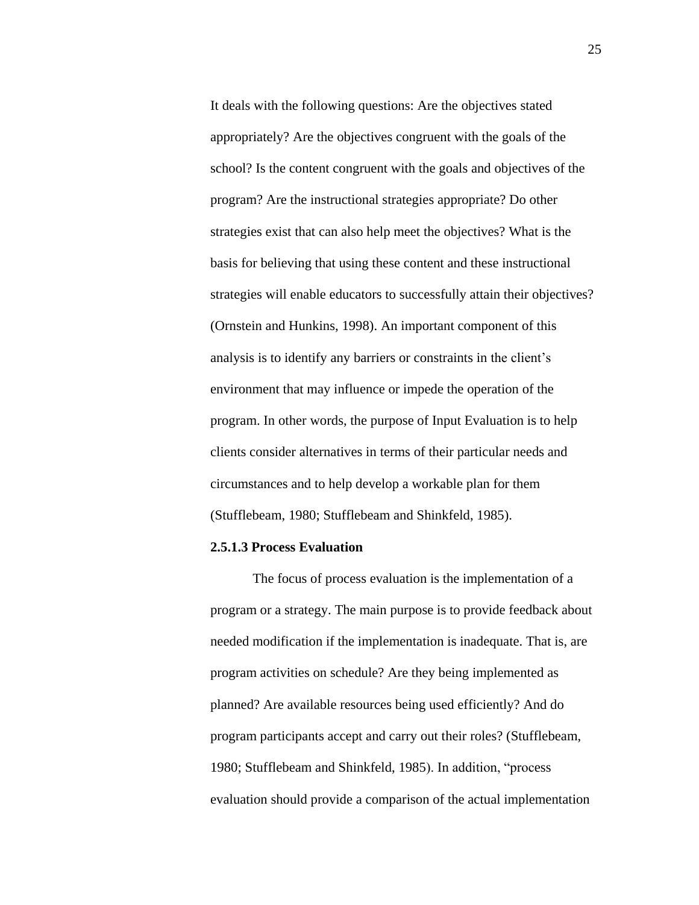It deals with the following questions: Are the objectives stated appropriately? Are the objectives congruent with the goals of the school? Is the content congruent with the goals and objectives of the program? Are the instructional strategies appropriate? Do other strategies exist that can also help meet the objectives? What is the basis for believing that using these content and these instructional strategies will enable educators to successfully attain their objectives? (Ornstein and Hunkins, 1998). An important component of this analysis is to identify any barriers or constraints in the client's environment that may influence or impede the operation of the program. In other words, the purpose of Input Evaluation is to help clients consider alternatives in terms of their particular needs and circumstances and to help develop a workable plan for them (Stufflebeam, 1980; Stufflebeam and Shinkfeld, 1985).

#### 2.5.1.3 Process Evaluation

The focus of process evaluation is the implementation of a program or a strategy. The main purpose is to provide feedback about needed modification if the implementation is inadequate. That is, are program activities on schedule? Are they being implemented as planned? Are available resources being used efficiently? And do program participants accept and carry out their roles? (Stufflebeam, 1980; Stufflebeam and Shinkfeld, 1985). In addition, "process evaluation should provide a comparison of the actual implementation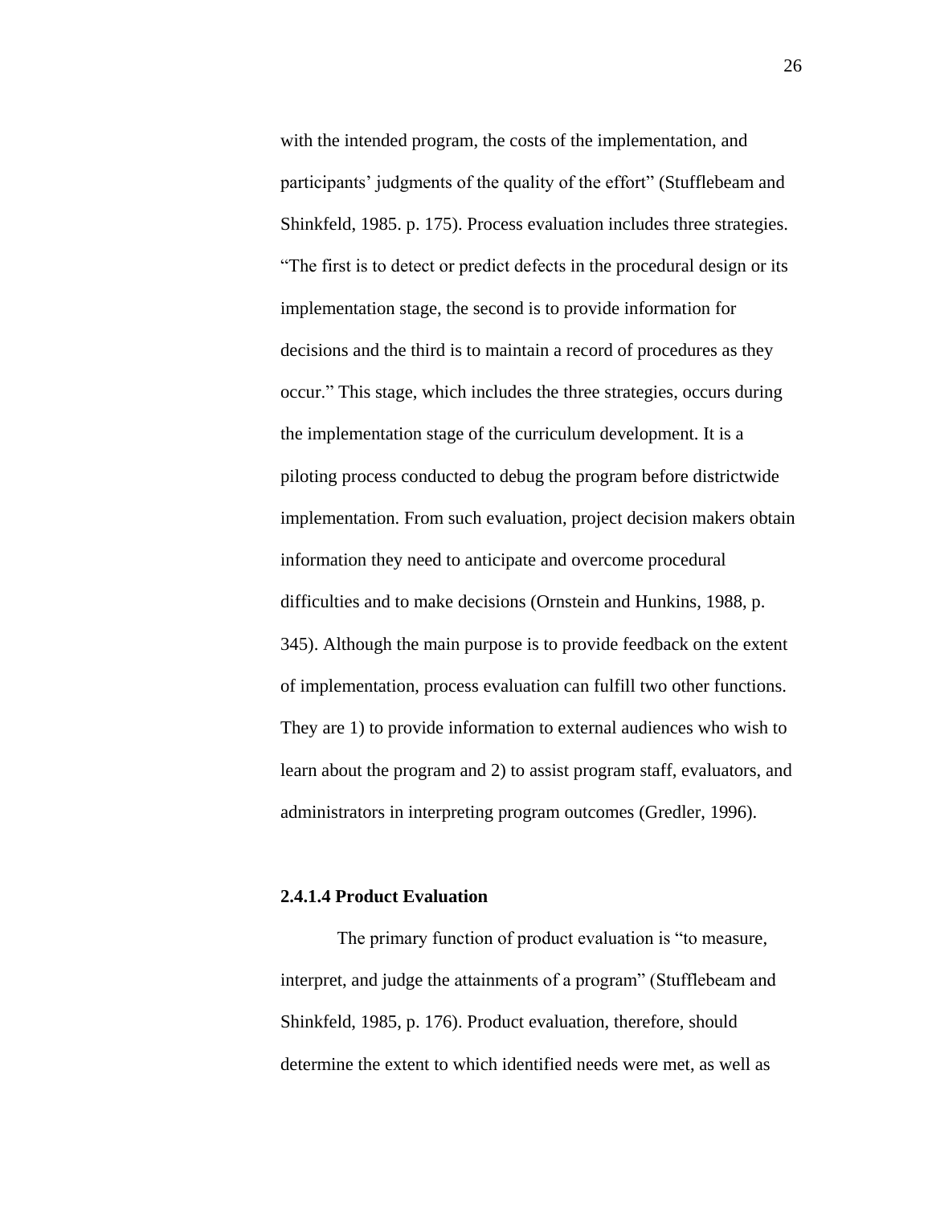with the intended program, the costs of the implementation, and participants' judgments of the quality of the effort" (Stufflebeam and Shinkfeld, 1985. p. 175). Process evaluation includes three strategies. "The first is to detect or predict defects in the procedural design or its implementation stage, the second is to provide information for decisions and the third is to maintain a record of procedures as they occur." This stage, which includes the three strategies, occurs during the implementation stage of the curriculum development. It is a piloting process conducted to debug the program before districtwide implementation. From such evaluation, project decision makers obtain information they need to anticipate and overcome procedural difficulties and to make decisions (Ornstein and Hunkins, 1988, p. 345). Although the main purpose is to provide feedback on the extent of implementation, process evaluation can fulfill two other functions. They are 1) to provide information to external audiences who wish to learn about the program and 2) to assist program staff, evaluators, and administrators in interpreting program outcomes (Gredler, 1996).

#### 2.4.1.4 Product Evaluation

The primary function of product evaluation is "to measure, interpret, and judge the attainments of a program" (Stufflebeam and Shinkfeld, 1985, p. 176). Product evaluation, therefore, should determine the extent to which identified needs were met, as well as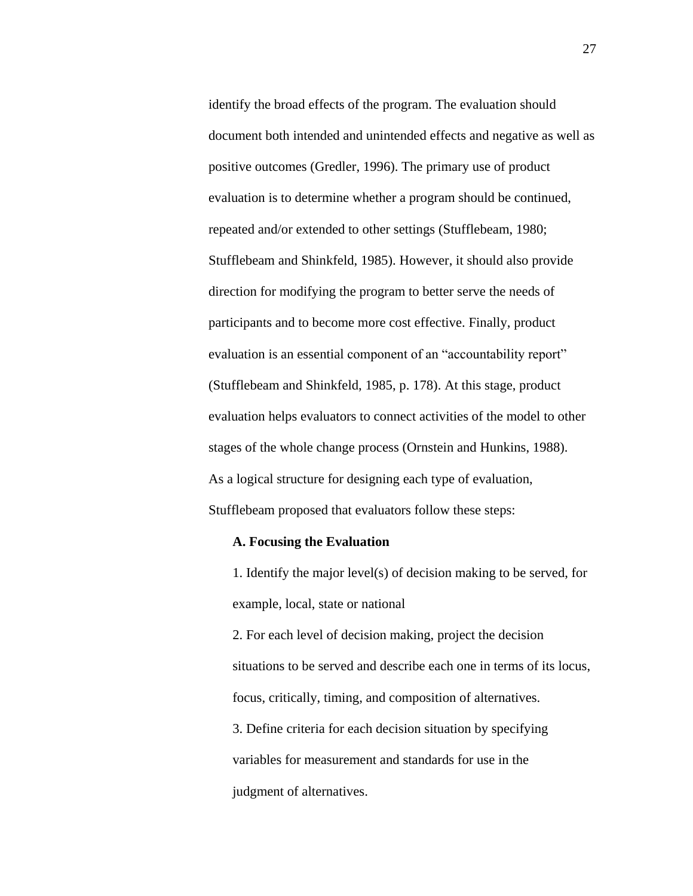identify the broad effects of the program. The evaluation should document both intended and unintended effects and negative as well as positive outcomes (Gredler, 1996). The primary use of product evaluation is to determine whether a program should be continued, repeated and/or extended to other settings (Stufflebeam, 1980; Stufflebeam and Shinkfeld, 1985). However, it should also provide direction for modifying the program to better serve the needs of participants and to become more cost effective. Finally, product evaluation is an essential component of an "accountability report" (Stufflebeam and Shinkfeld, 1985, p. 178). At this stage, product evaluation helps evaluators to connect activities of the model to other stages of the whole change process (Ornstein and Hunkins, 1988).

As a logical structure for designing each type of evaluation, Stufflebeam proposed that evaluators follow these steps:

**A. Focusing the Evaluation**

1. Identify the major level(s) of decision making to be served, for example, local, state or national
2. For each level of decision making, project the decision situations to be served and describe each one in terms of its locus, focus, critically, timing, and composition of alternatives.
3. Define criteria for each decision situation by specifying variables for measurement and standards for use in the judgment of alternatives.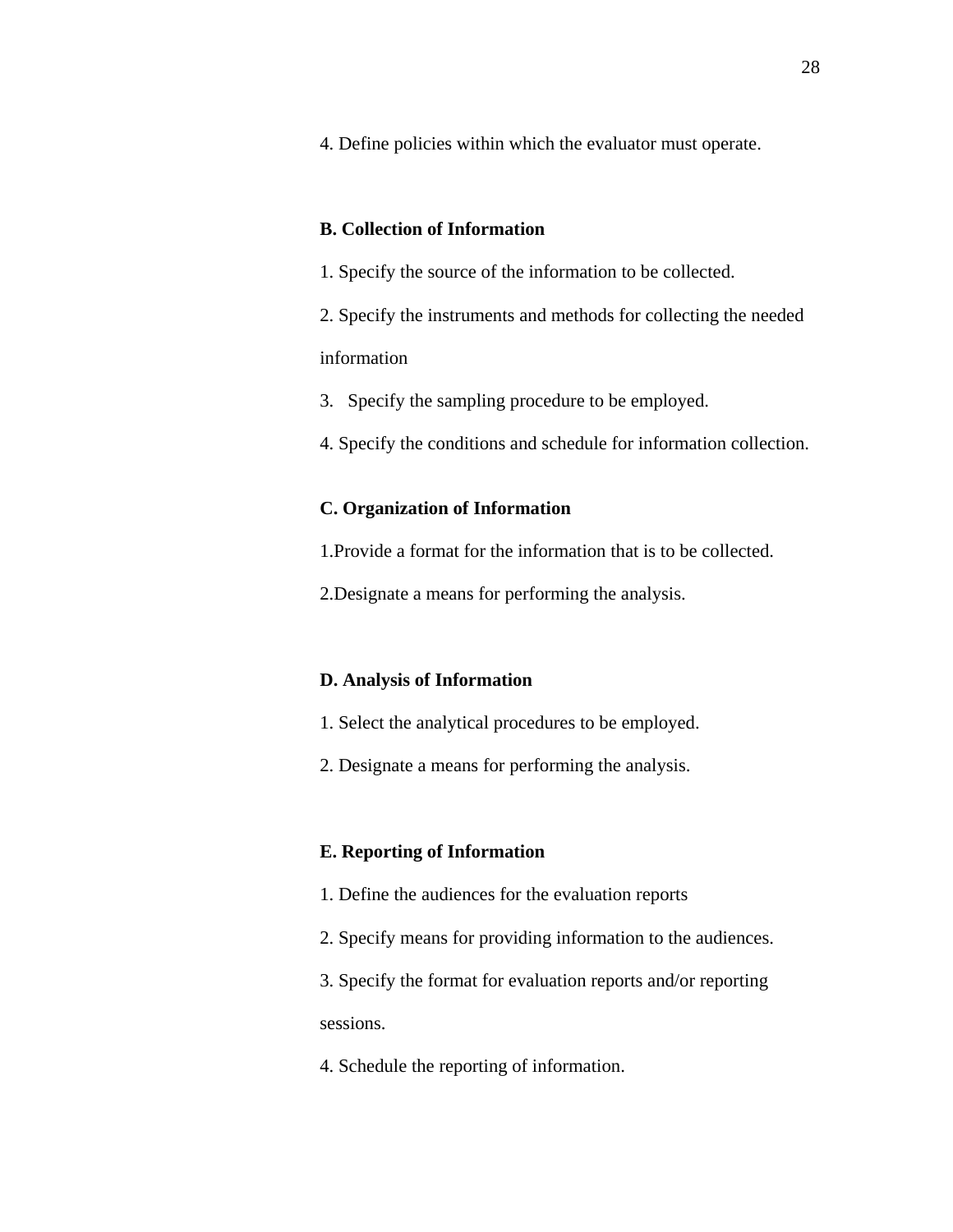4. Define policies within which the evaluator must operate.

**B. Collection of Information**

1. Specify the source of the information to be collected.
2. Specify the instruments and methods for collecting the needed information
3. Specify the sampling procedure to be employed.
4. Specify the conditions and schedule for information collection.

**C. Organization of Information**

1. Provide a format for the information that is to be collected.
2. Designate a means for performing the analysis.

**D. Analysis of Information**

1. Select the analytical procedures to be employed.
2. Designate a means for performing the analysis.

**E. Reporting of Information**

1. Define the audiences for the evaluation reports
2. Specify means for providing information to the audiences.
3. Specify the format for evaluation reports and/or reporting sessions.
4. Schedule the reporting of information.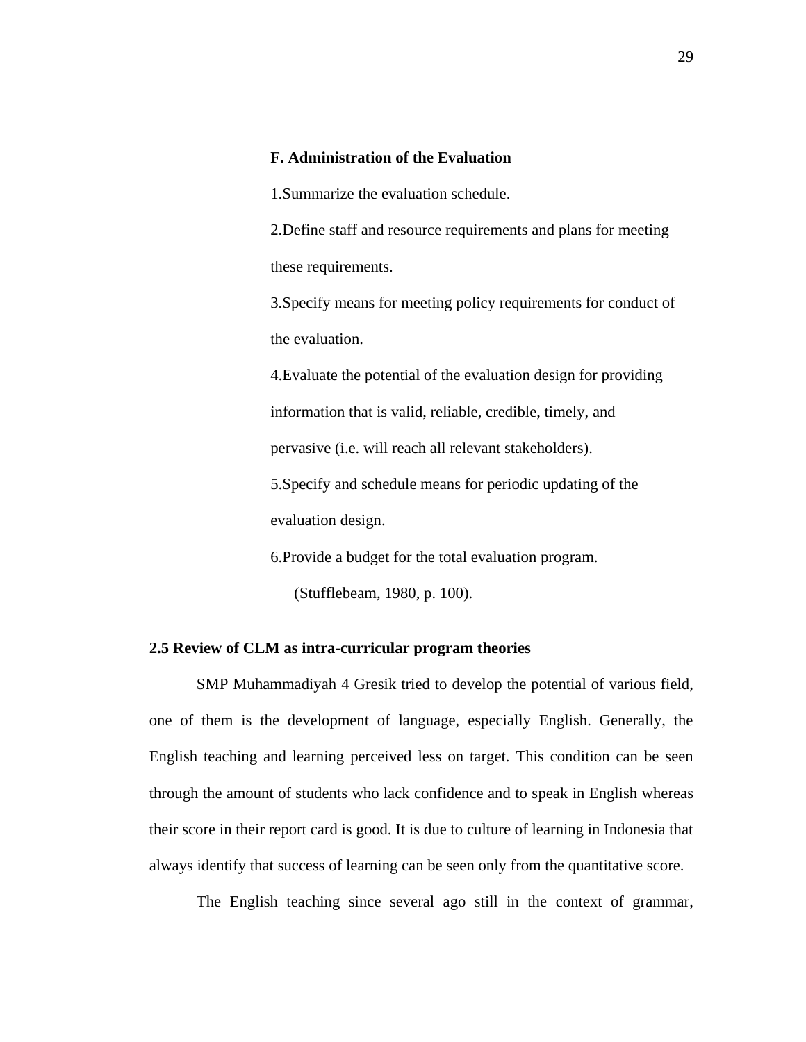**F. Administration of the Evaluation**

1.Summarize the evaluation schedule.

2.Define staff and resource requirements and plans for meeting these requirements.

3.Specify means for meeting policy requirements for conduct of the evaluation.

4.Evaluate the potential of the evaluation design for providing information that is valid, reliable, credible, timely, and pervasive (i.e. will reach all relevant stakeholders).

5.Specify and schedule means for periodic updating of the evaluation design.

6.Provide a budget for the total evaluation program.

(Stufflebeam, 1980, p. 100).

## 2.5 Review of CLM as intra-curricular program theories

SMP Muhammadiyah 4 Gresik tried to develop the potential of various field, one of them is the development of language, especially English. Generally, the English teaching and learning perceived less on target. This condition can be seen through the amount of students who lack confidence and to speak in English whereas their score in their report card is good. It is due to culture of learning in Indonesia that always identify that success of learning can be seen only from the quantitative score.

The English teaching since several ago still in the context of grammar,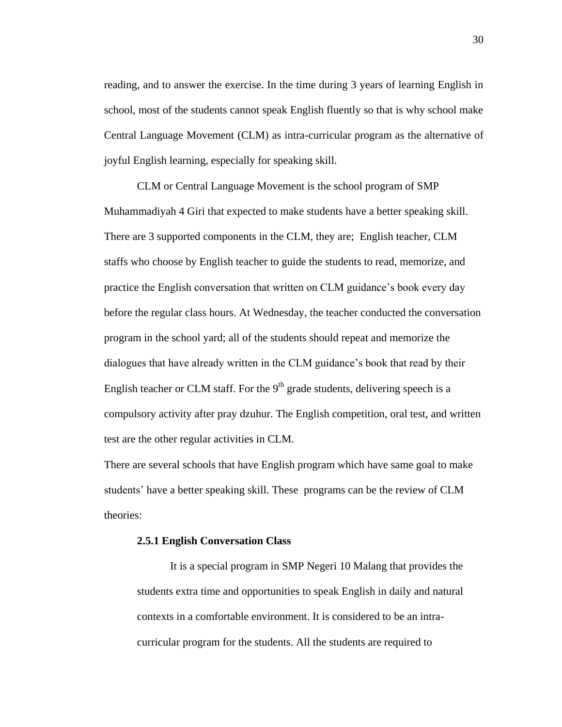reading, and to answer the exercise. In the time during 3 years of learning English in school, most of the students cannot speak English fluently so that is why school make Central Language Movement (CLM) as intra-curricular program as the alternative of joyful English learning, especially for speaking skill.

CLM or Central Language Movement is the school program of SMP Muhammadiyah 4 Giri that expected to make students have a better speaking skill. There are 3 supported components in the CLM, they are; English teacher, CLM staffs who choose by English teacher to guide the students to read, memorize, and practice the English conversation that written on CLM guidance's book every day before the regular class hours. At Wednesday, the teacher conducted the conversation program in the school yard; all of the students should repeat and memorize the dialogues that have already written in the CLM guidance's book that read by their English teacher or CLM staff. For the 9th grade students, delivering speech is a compulsory activity after pray dzuhur. The English competition, oral test, and written test are the other regular activities in CLM.

There are several schools that have English program which have same goal to make students' have a better speaking skill. These programs can be the review of CLM theories:

### 2.5.1 English Conversation Class

It is a special program in SMP Negeri 10 Malang that provides the students extra time and opportunities to speak English in daily and natural contexts in a comfortable environment. It is considered to be an intra-curricular program for the students. All the students are required to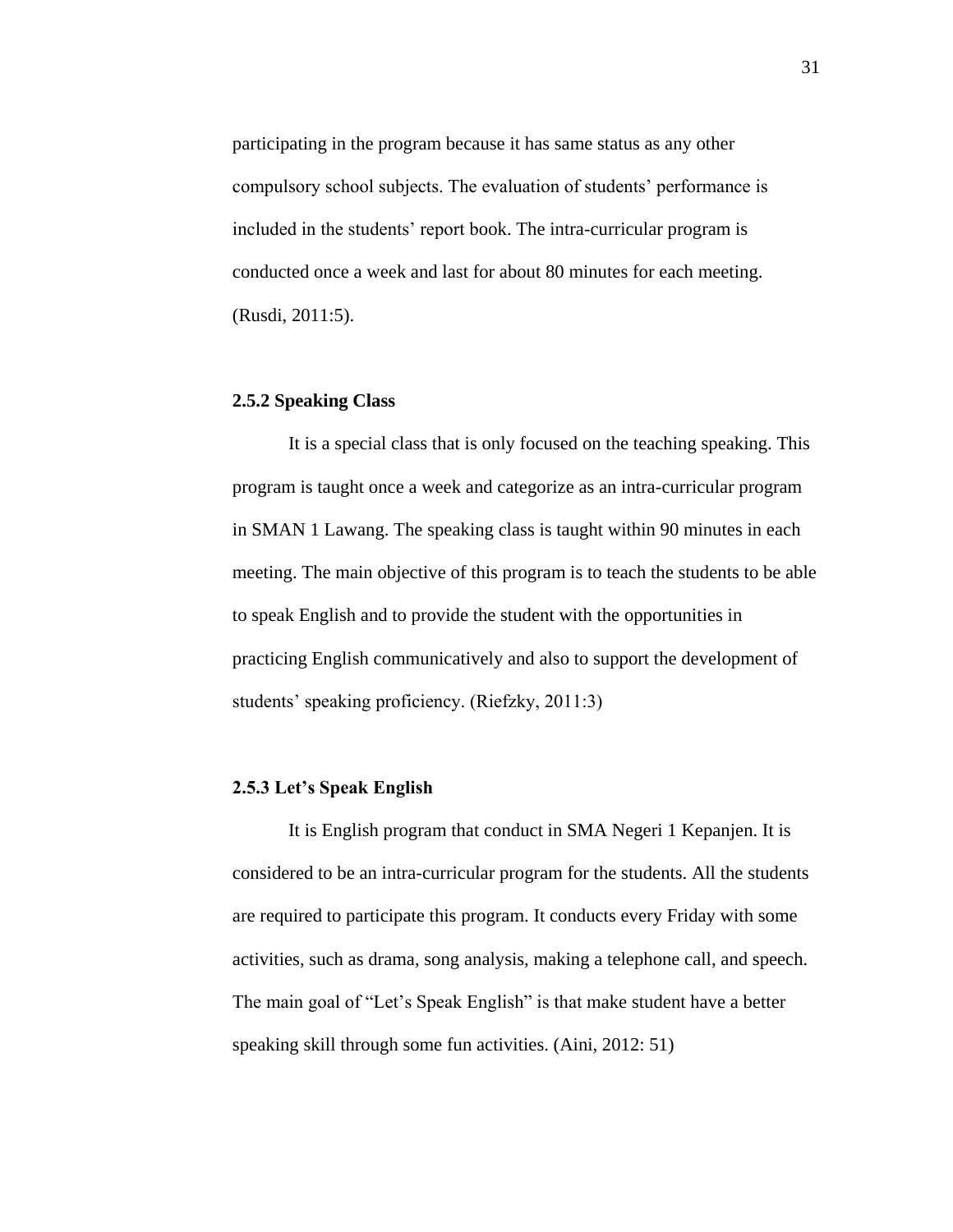participating in the program because it has same status as any other compulsory school subjects. The evaluation of students' performance is included in the students' report book. The intra-curricular program is conducted once a week and last for about 80 minutes for each meeting. (Rusdi, 2011:5).

### 2.5.2 Speaking Class

It is a special class that is only focused on the teaching speaking. This program is taught once a week and categorize as an intra-curricular program in SMAN 1 Lawang. The speaking class is taught within 90 minutes in each meeting. The main objective of this program is to teach the students to be able to speak English and to provide the student with the opportunities in practicing English communicatively and also to support the development of students' speaking proficiency. (Riefzky, 2011:3)

### 2.5.3 Let's Speak English

It is English program that conduct in SMA Negeri 1 Kepanjen. It is considered to be an intra-curricular program for the students. All the students are required to participate this program. It conducts every Friday with some activities, such as drama, song analysis, making a telephone call, and speech. The main goal of "Let's Speak English" is that make student have a better speaking skill through some fun activities. (Aini, 2012: 51)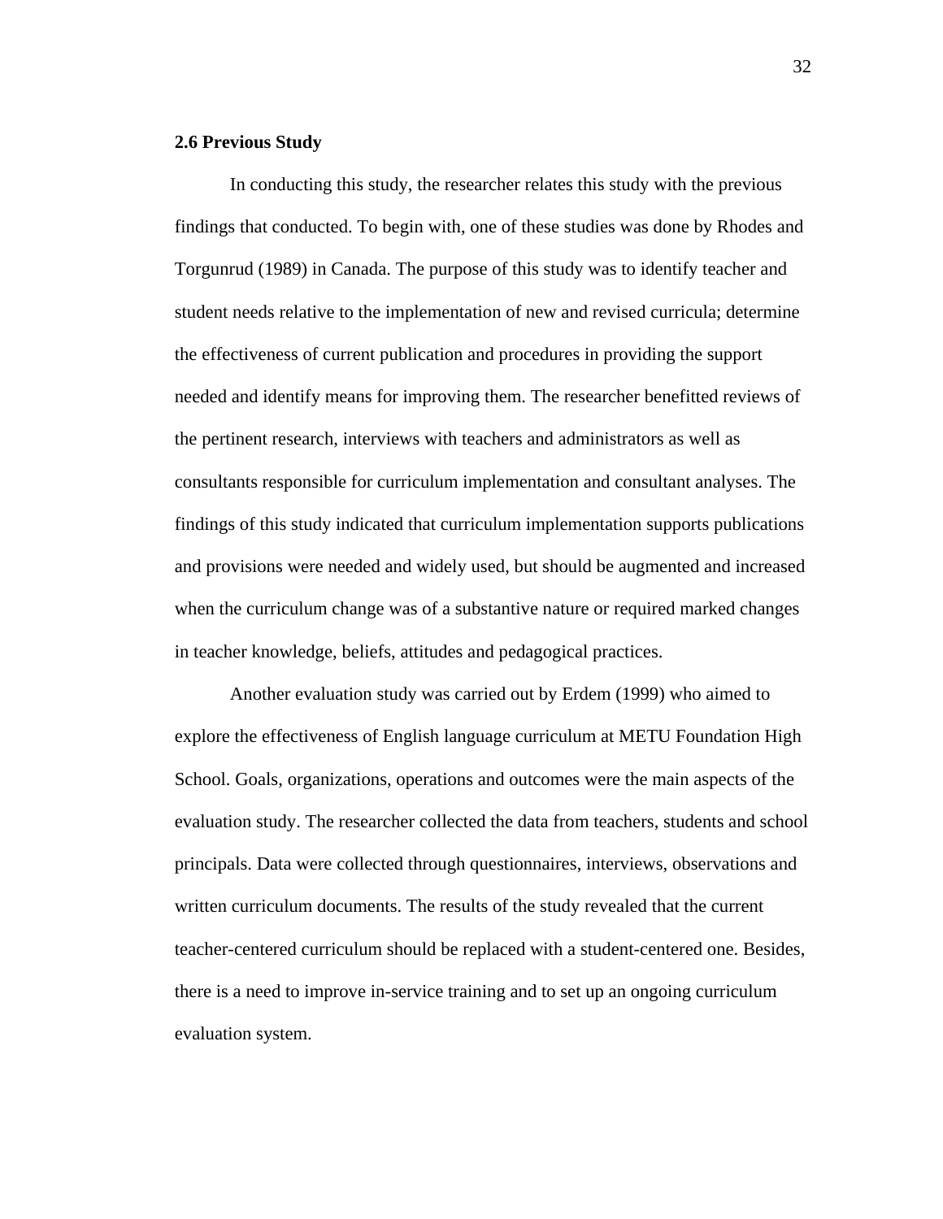**2.6 Previous Study**

In conducting this study, the researcher relates this study with the previous findings that conducted. To begin with, one of these studies was done by Rhodes and Torgunrud (1989) in Canada. The purpose of this study was to identify teacher and student needs relative to the implementation of new and revised curricula; determine the effectiveness of current publication and procedures in providing the support needed and identify means for improving them. The researcher benefitted reviews of the pertinent research, interviews with teachers and administrators as well as consultants responsible for curriculum implementation and consultant analyses. The findings of this study indicated that curriculum implementation supports publications and provisions were needed and widely used, but should be augmented and increased when the curriculum change was of a substantive nature or required marked changes in teacher knowledge, beliefs, attitudes and pedagogical practices.

Another evaluation study was carried out by Erdem (1999) who aimed to explore the effectiveness of English language curriculum at METU Foundation High School. Goals, organizations, operations and outcomes were the main aspects of the evaluation study. The researcher collected the data from teachers, students and school principals. Data were collected through questionnaires, interviews, observations and written curriculum documents. The results of the study revealed that the current teacher-centered curriculum should be replaced with a student-centered one. Besides, there is a need to improve in-service training and to set up an ongoing curriculum evaluation system.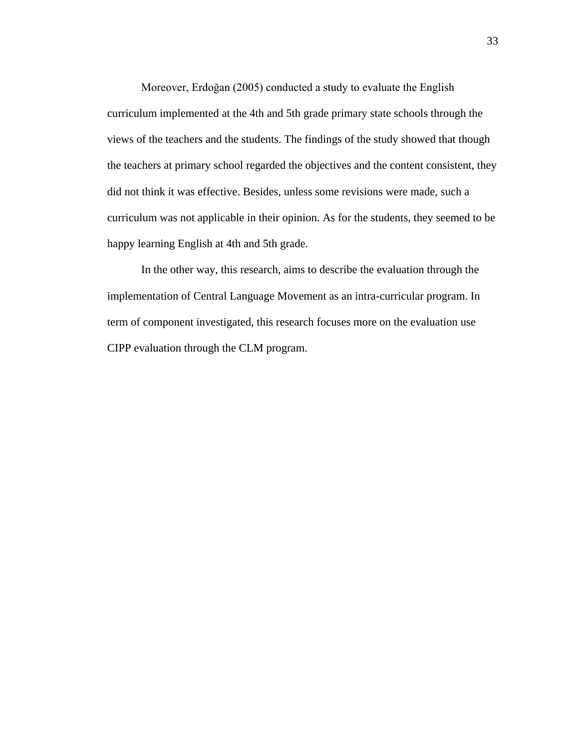Moreover, Erdoğan (2005) conducted a study to evaluate the English curriculum implemented at the 4th and 5th grade primary state schools through the views of the teachers and the students. The findings of the study showed that though the teachers at primary school regarded the objectives and the content consistent, they did not think it was effective. Besides, unless some revisions were made, such a curriculum was not applicable in their opinion. As for the students, they seemed to be happy learning English at 4th and 5th grade.

In the other way, this research, aims to describe the evaluation through the implementation of Central Language Movement as an intra-curricular program. In term of component investigated, this research focuses more on the evaluation use CIPP evaluation through the CLM program.